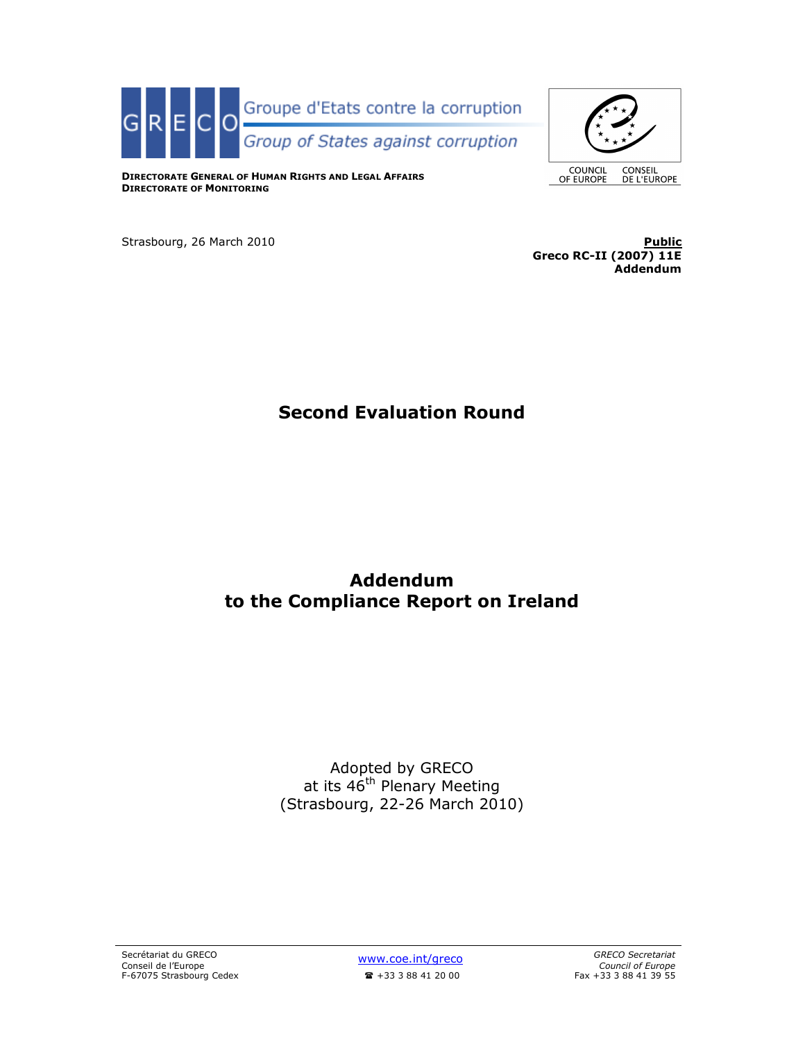GRECO Groupe d'Etats contre la corruption

*Group of States against corruption*

**DIRECTORATE GENERAL OF HUMAN RIGHTS AND LEGAL AFFAIRS**
**DIRECTORATE OF MONITORING**

COUNCIL OF EUROPE CONSEIL DE L'EUROPE

Strasbourg, 26 March 2010

**Public**
**Greco RC-II (2007) 11E**
**Addendum**

# Second Evaluation Round

# Addendum to the Compliance Report on Ireland

Adopted by GRECO
at its 46th Plenary Meeting
(Strasbourg, 22-26 March 2010)

Secrétariat du GRECO
Conseil de l'Europe
F-67075 Strasbourg Cedex

www.coe.int/greco
☎ +33 3 88 41 20 00

*GRECO Secretariat*
*Council of Europe*
Fax +33 3 88 41 39 55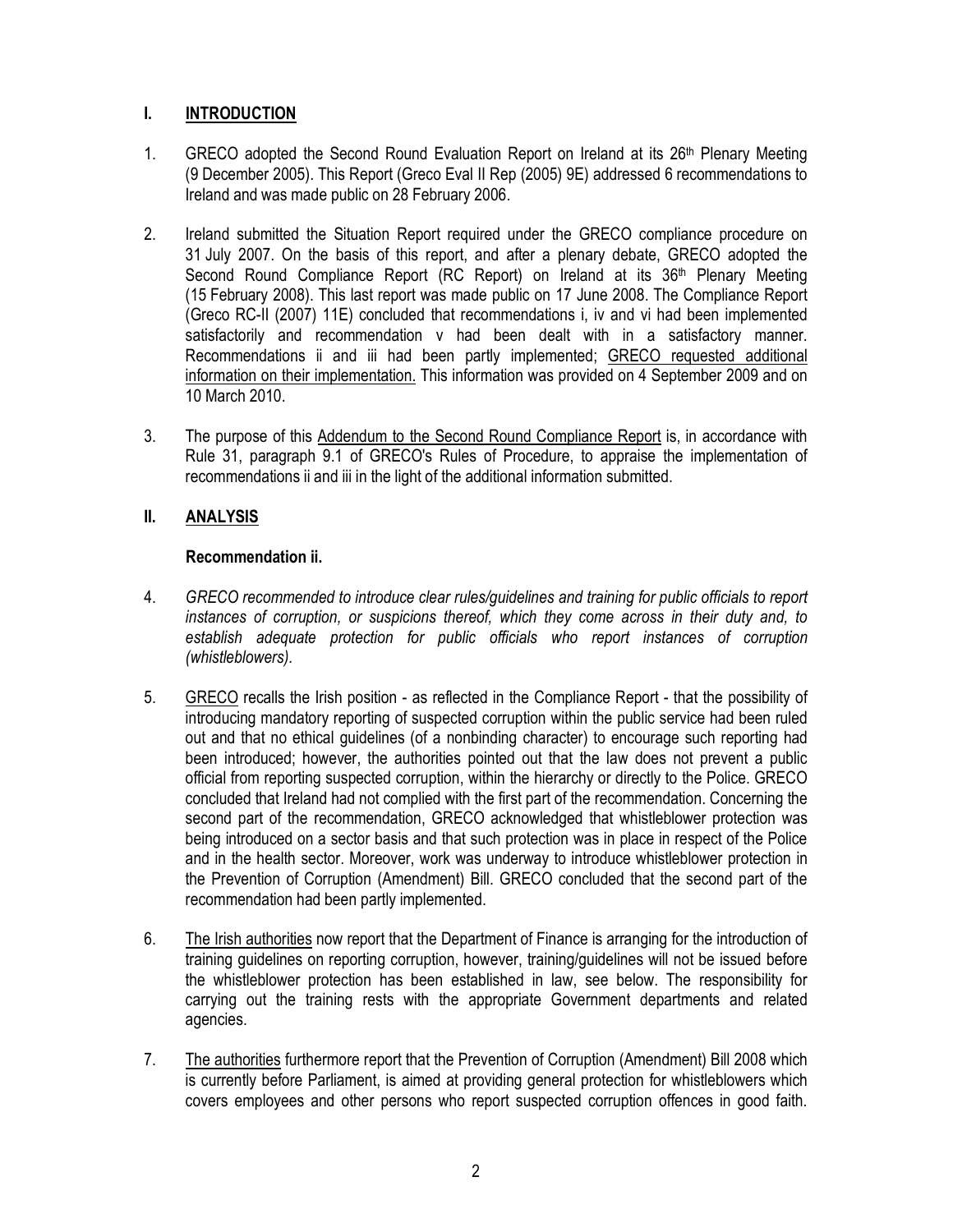## I. INTRODUCTION

1. GRECO adopted the Second Round Evaluation Report on Ireland at its 26th Plenary Meeting (9 December 2005). This Report (Greco Eval II Rep (2005) 9E) addressed 6 recommendations to Ireland and was made public on 28 February 2006.

2. Ireland submitted the Situation Report required under the GRECO compliance procedure on 31 July 2007. On the basis of this report, and after a plenary debate, GRECO adopted the Second Round Compliance Report (RC Report) on Ireland at its 36th Plenary Meeting (15 February 2008). This last report was made public on 17 June 2008. The Compliance Report (Greco RC-II (2007) 11E) concluded that recommendations i, iv and vi had been implemented satisfactorily and recommendation v had been dealt with in a satisfactory manner. Recommendations ii and iii had been partly implemented; GRECO requested additional information on their implementation. This information was provided on 4 September 2009 and on 10 March 2010.

3. The purpose of this Addendum to the Second Round Compliance Report is, in accordance with Rule 31, paragraph 9.1 of GRECO's Rules of Procedure, to appraise the implementation of recommendations ii and iii in the light of the additional information submitted.

## II. ANALYSIS

### Recommendation ii.

4. *GRECO recommended to introduce clear rules/guidelines and training for public officials to report instances of corruption, or suspicions thereof, which they come across in their duty and, to establish adequate protection for public officials who report instances of corruption (whistleblowers).*

5. GRECO recalls the Irish position - as reflected in the Compliance Report - that the possibility of introducing mandatory reporting of suspected corruption within the public service had been ruled out and that no ethical guidelines (of a nonbinding character) to encourage such reporting had been introduced; however, the authorities pointed out that the law does not prevent a public official from reporting suspected corruption, within the hierarchy or directly to the Police. GRECO concluded that Ireland had not complied with the first part of the recommendation. Concerning the second part of the recommendation, GRECO acknowledged that whistleblower protection was being introduced on a sector basis and that such protection was in place in respect of the Police and in the health sector. Moreover, work was underway to introduce whistleblower protection in the Prevention of Corruption (Amendment) Bill. GRECO concluded that the second part of the recommendation had been partly implemented.

6. The Irish authorities now report that the Department of Finance is arranging for the introduction of training guidelines on reporting corruption, however, training/guidelines will not be issued before the whistleblower protection has been established in law, see below. The responsibility for carrying out the training rests with the appropriate Government departments and related agencies.

7. The authorities furthermore report that the Prevention of Corruption (Amendment) Bill 2008 which is currently before Parliament, is aimed at providing general protection for whistleblowers which covers employees and other persons who report suspected corruption offences in good faith.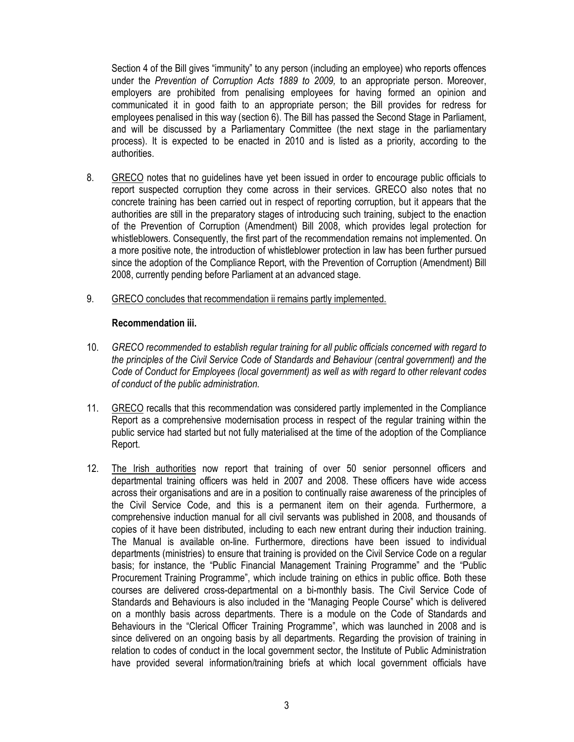Section 4 of the Bill gives "immunity" to any person (including an employee) who reports offences under the *Prevention of Corruption Acts 1889 to 2009,* to an appropriate person. Moreover, employers are prohibited from penalising employees for having formed an opinion and communicated it in good faith to an appropriate person; the Bill provides for redress for employees penalised in this way (section 6). The Bill has passed the Second Stage in Parliament, and will be discussed by a Parliamentary Committee (the next stage in the parliamentary process). It is expected to be enacted in 2010 and is listed as a priority, according to the authorities.

8. GRECO notes that no guidelines have yet been issued in order to encourage public officials to report suspected corruption they come across in their services. GRECO also notes that no concrete training has been carried out in respect of reporting corruption, but it appears that the authorities are still in the preparatory stages of introducing such training, subject to the enaction of the Prevention of Corruption (Amendment) Bill 2008, which provides legal protection for whistleblowers. Consequently, the first part of the recommendation remains not implemented. On a more positive note, the introduction of whistleblower protection in law has been further pursued since the adoption of the Compliance Report, with the Prevention of Corruption (Amendment) Bill 2008, currently pending before Parliament at an advanced stage.

9. GRECO concludes that recommendation ii remains partly implemented.

**Recommendation iii.**

10. *GRECO recommended to establish regular training for all public officials concerned with regard to the principles of the Civil Service Code of Standards and Behaviour (central government) and the Code of Conduct for Employees (local government) as well as with regard to other relevant codes of conduct of the public administration.*

11. GRECO recalls that this recommendation was considered partly implemented in the Compliance Report as a comprehensive modernisation process in respect of the regular training within the public service had started but not fully materialised at the time of the adoption of the Compliance Report.

12. The Irish authorities now report that training of over 50 senior personnel officers and departmental training officers was held in 2007 and 2008. These officers have wide access across their organisations and are in a position to continually raise awareness of the principles of the Civil Service Code, and this is a permanent item on their agenda. Furthermore, a comprehensive induction manual for all civil servants was published in 2008, and thousands of copies of it have been distributed, including to each new entrant during their induction training. The Manual is available on-line. Furthermore, directions have been issued to individual departments (ministries) to ensure that training is provided on the Civil Service Code on a regular basis; for instance, the "Public Financial Management Training Programme" and the "Public Procurement Training Programme", which include training on ethics in public office. Both these courses are delivered cross-departmental on a bi-monthly basis. The Civil Service Code of Standards and Behaviours is also included in the "Managing People Course" which is delivered on a monthly basis across departments. There is a module on the Code of Standards and Behaviours in the "Clerical Officer Training Programme", which was launched in 2008 and is since delivered on an ongoing basis by all departments. Regarding the provision of training in relation to codes of conduct in the local government sector, the Institute of Public Administration have provided several information/training briefs at which local government officials have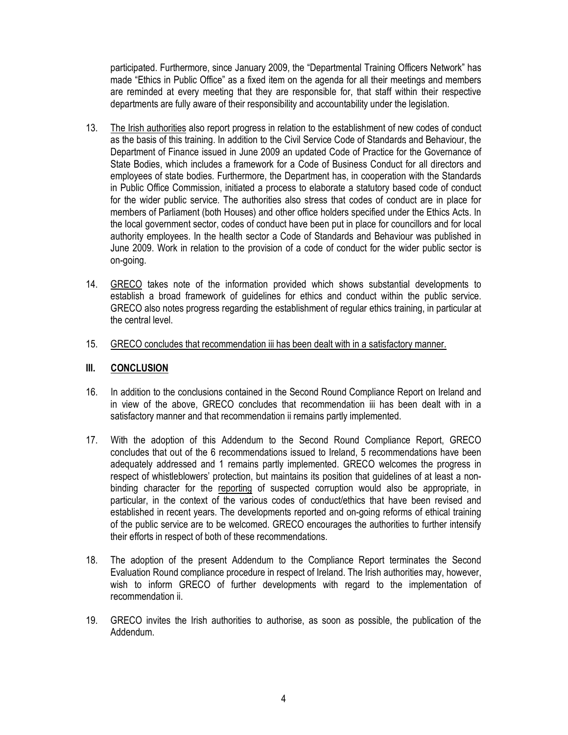participated. Furthermore, since January 2009, the "Departmental Training Officers Network" has made "Ethics in Public Office" as a fixed item on the agenda for all their meetings and members are reminded at every meeting that they are responsible for, that staff within their respective departments are fully aware of their responsibility and accountability under the legislation.

13. The Irish authorities also report progress in relation to the establishment of new codes of conduct as the basis of this training. In addition to the Civil Service Code of Standards and Behaviour, the Department of Finance issued in June 2009 an updated Code of Practice for the Governance of State Bodies, which includes a framework for a Code of Business Conduct for all directors and employees of state bodies. Furthermore, the Department has, in cooperation with the Standards in Public Office Commission, initiated a process to elaborate a statutory based code of conduct for the wider public service. The authorities also stress that codes of conduct are in place for members of Parliament (both Houses) and other office holders specified under the Ethics Acts. In the local government sector, codes of conduct have been put in place for councillors and for local authority employees. In the health sector a Code of Standards and Behaviour was published in June 2009. Work in relation to the provision of a code of conduct for the wider public sector is on-going.

14. GRECO takes note of the information provided which shows substantial developments to establish a broad framework of guidelines for ethics and conduct within the public service. GRECO also notes progress regarding the establishment of regular ethics training, in particular at the central level.

15. GRECO concludes that recommendation iii has been dealt with in a satisfactory manner.

## III. CONCLUSION

16. In addition to the conclusions contained in the Second Round Compliance Report on Ireland and in view of the above, GRECO concludes that recommendation iii has been dealt with in a satisfactory manner and that recommendation ii remains partly implemented.

17. With the adoption of this Addendum to the Second Round Compliance Report, GRECO concludes that out of the 6 recommendations issued to Ireland, 5 recommendations have been adequately addressed and 1 remains partly implemented. GRECO welcomes the progress in respect of whistleblowers' protection, but maintains its position that guidelines of at least a non-binding character for the reporting of suspected corruption would also be appropriate, in particular, in the context of the various codes of conduct/ethics that have been revised and established in recent years. The developments reported and on-going reforms of ethical training of the public service are to be welcomed. GRECO encourages the authorities to further intensify their efforts in respect of both of these recommendations.

18. The adoption of the present Addendum to the Compliance Report terminates the Second Evaluation Round compliance procedure in respect of Ireland. The Irish authorities may, however, wish to inform GRECO of further developments with regard to the implementation of recommendation ii.

19. GRECO invites the Irish authorities to authorise, as soon as possible, the publication of the Addendum.